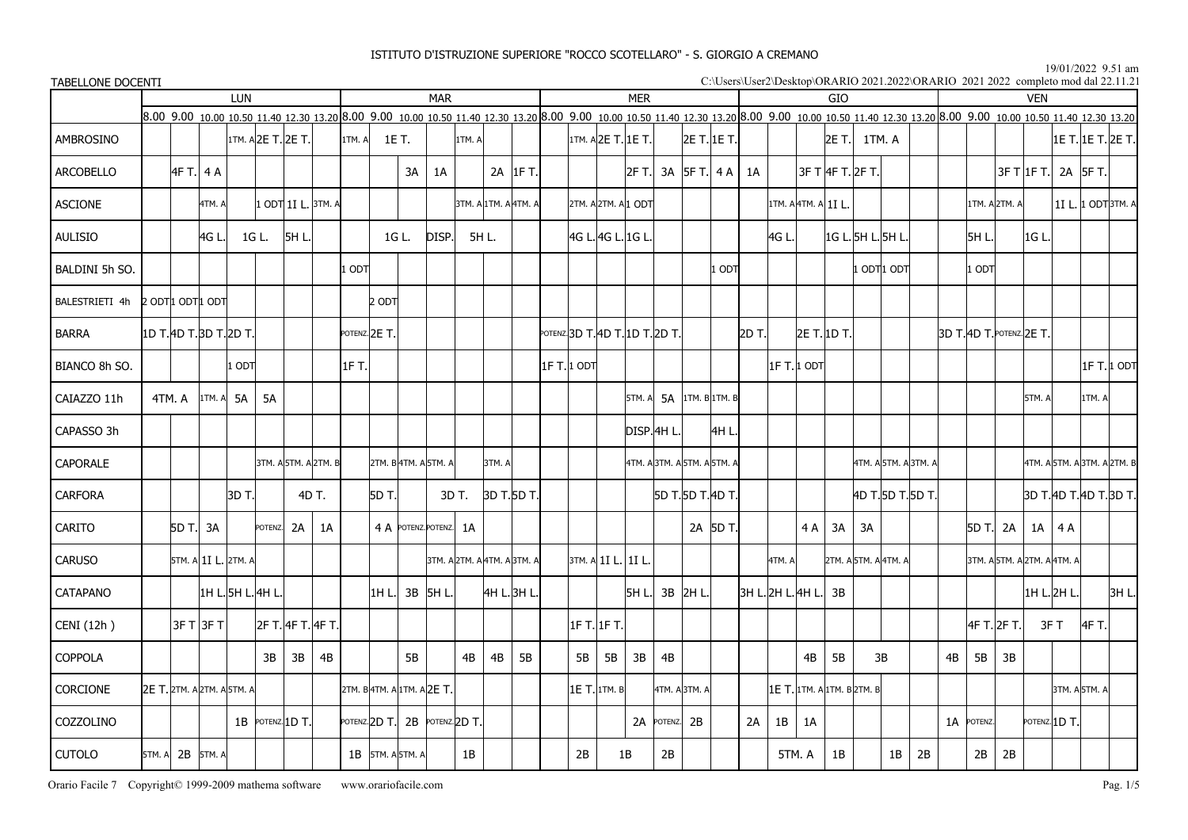# ISTITUTO D'ISTRUZIONE SUPERIORE "ROCCO SCOTELLARO" - S. GIORGIO A CREMANO

19/01/2022 9.51 am

TABELLONE DOCENTI

C:\Users\User2\Desktop\ORARIO 2021.2022\ORARIO 2021 2022 completo mod dal 22.11.21

| | LUN | | | | | | | MAR | | | | | | | MER | | | | | | | GIO | | | | | | | VEN | | | | | | |
|---|---|---|---|---|---|---|---|---|---|---|---|---|---|---|---|---|---|---|---|---|---|---|---|---|---|---|---|---|---|---|---|---|---|---|---|
| | 8.00 | 9.00 | 10.00 | 10.50 | 11.40 | 12.30 | 13.20 | 8.00 | 9.00 | 10.00 | 10.50 | 11.40 | 12.30 | 13.20 | 8.00 | 9.00 | 10.00 | 10.50 | 11.40 | 12.30 | 13.20 | 8.00 | 9.00 | 10.00 | 10.50 | 11.40 | 12.30 | 13.20 | 8.00 | 9.00 | 10.00 | 10.50 | 11.40 | 12.30 | 13.20 |
| AMBROSINO | | | | 1TM. A | 2E T. | 2E T. | | 1TM. A | 1E T. | | | 1TM. A | | | | 1TM. A | 2E T. | 1E T. | | 2E T. | 1E T. | | | | 2E T. | 1TM. A | | | | | | | 1E T. | 1E T. | 2E T. |
| ARCOBELLO | | 4F T. | 4 A | | | | | | | 3A | 1A | | 2A | 1F T. | | | | 2F T. | 3A | 5F T. | 4 A | 1A | | 3F T | 4F T. | 2F T. | | | | | 3F T | 1F T. | 2A | 5F T. | |
| ASCIONE | | | 4TM. A | 1 ODT | 1I L. | 3TM. A | | | | | | 3TM. A | 1TM. A | 4TM. A | | 2TM. A | 2TM. A | 1 ODT | | | | | 1TM. A | 4TM. A | 1I L. | | | | | 1TM. A | 2TM. A | | 1I L. | 1 ODT | 3TM. A |
| AULISIO | | | 4G L. | 1G L. | | 5H L. | | | 1G L. | | DISP. | 5H L. | | | | 4G L. | 4G L. | 1G L. | | | | | 4G L. | | 1G L. | 5H L. | 5H L. | | | 5H L. | | 1G L. | | | |
| BALDINI 5h SO. | | | | | | | | 1 ODT | | | | | | | | | | | | | 1 ODT | | | | | 1 ODT | 1 ODT | | | 1 ODT | | | | | |
| BALESTRIETI 4h | 2 ODT | 1 ODT | 1 ODT | | | | | | 2 ODT | | | | | | | | | | | | | | | | | | | | | | | | | | |
| BARRA | 1D T. | 4D T. | 3D T. | 2D T. | | | | POTENZ. | 2E T. | | | | | | POTENZ. | 3D T. | 4D T. | 1D T. | 2D T. | | | 2D T. | | 2E T. | 1D T. | | | | 3D T. | 4D T. | POTENZ. | 2E T. | | | |
| BIANCO 8h SO. | | | 1 ODT | | | | | 1F T. | | | | | | | 1F T. | 1 ODT | | | | | | | 1F T. | 1 ODT | | | | | | | | | | 1F T. | 1 ODT |
| CAIAZZO 11h | 4TM. A | | 1TM. A | 5A | 5A | | | | | | | | | | | | | 5TM. A | 5A | 1TM. B | 1TM. B | | | | | | | | | | | 5TM. A | | 1TM. A | |
| CAPASSO 3h | | | | | | | | | | | | | | | | | | DISP. | 4H L. | | 4H L. | | | | | | | | | | | | | | |
| CAPORALE | | | | | 3TM. A | 5TM. A | 2TM. B | | 2TM. B | 4TM. A | 5TM. A | | 3TM. A | | | | | 4TM. A | 3TM. A | 5TM. A | 5TM. A | | | | | 4TM. A | 5TM. A | 3TM. A | | | | 4TM. A | 5TM. A | 3TM. A | 2TM. B |
| CARFORA | | | | 3D T. | | 4D T. | | | 5D T. | | 3D T. | | 3D T. | 5D T. | | | | | 5D T. | 5D T. | 4D T. | | | | | 4D T. | 5D T. | 5D T. | | | | 3D T. | 4D T. | 4D T. | 3D T. |
| CARITO | | 5D T. | 3A | | POTENZ. | 2A | 1A | | 4 A | POTENZ. | POTENZ. | 1A | | | | | | | | 2A | 5D T. | | | 4 A | 3A | 3A | | | | 5D T. | 2A | 1A | 4 A | | |
| CARUSO | | 5TM. A | 1I L. | 2TM. A | | | | | | | 3TM. A | 2TM. A | 4TM. A | 3TM. A | | 3TM. A | 1I L. | 1I L. | | | | | 4TM. A | | 2TM. A | 5TM. A | 4TM. A | | | 3TM. A | 5TM. A | 2TM. A | 4TM. A | | |
| CATAPANO | | | 1H L. | 5H L. | 4H L. | | | | 1H L. | 3B | 5H L. | | 4H L. | 3H L. | | | | 5H L. | 3B | 2H L. | | 3H L. | 2H L. | 4H L. | 3B | | | | | | | 1H L. | 2H L. | | 3H L. |
| CENI (12h ) | | 3F T | 3F T | | 2F T. | 4F T. | 4F T. | | | | | | | | | 1F T. | 1F T. | | | | | | | | | | | | | 4F T. | 2F T. | 3F T | | 4F T. | |
| COPPOLA | | | | | 3B | 3B | 4B | | | 5B | | 4B | 4B | 5B | | 5B | 5B | 3B | 4B | | | | | 4B | 5B | 3B | | | 4B | 5B | 3B | | | | |
| CORCIONE | 2E T. | 2TM. A | 2TM. A | 5TM. A | | | | 2TM. B | 4TM. A | 1TM. A | 2E T. | | | | | 1E T. | 1TM. B | | 4TM. A | 3TM. A | | | 1E T. | 1TM. A | 1TM. B | 2TM. B | | | | | | | | 3TM. A | 5TM. A |
| COZZOLINO | | | | 1B | POTENZ. | 1D T. | | POTENZ. | 2D T. | 2B | POTENZ. | 2D T. | | | | | | 2A | POTENZ. | 2B | | 2A | 1B | 1A | | | | | 1A | POTENZ. | | POTENZ. | 1D T. | | |
| CUTOLO | 5TM. A | 2B | 5TM. A | | | | | 1B | 5TM. A | 5TM. A | | 1B | | | | 2B | 1B | | 2B | | | | 5TM. A | | 1B | | 1B | 2B | | 2B | 2B | | | | |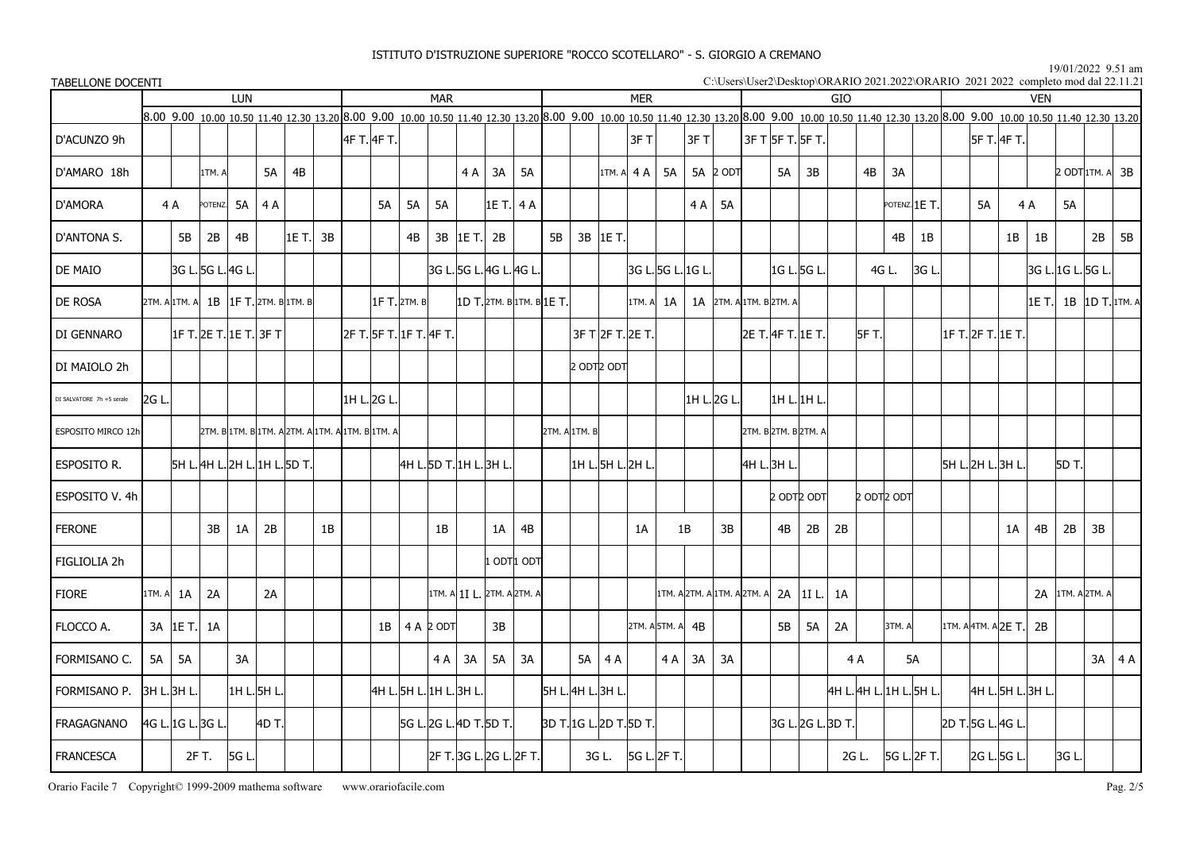ISTITUTO D'ISTRUZIONE SUPERIORE "ROCCO SCOTELLARO" - S. GIORGIO A CREMANO

19/01/2022 9.51 am

TABELLONE DOCENTI

C:\Users\User2\Desktop\ORARIO 2021.2022\ORARIO 2021 2022 completo mod dal 22.11.21

| | LUN | | | | | | | MAR | | | | | | | MER | | | | | | | GIO | | | | | | | VEN | | | | | | |
|---|---|---|---|---|---|---|---|---|---|---|---|---|---|---|---|---|---|---|---|---|---|---|---|---|---|---|---|---|---|---|---|---|---|---|---|
| | 8.00 | 9.00 | 10.00 | 10.50 | 11.40 | 12.30 | 13.20 | 8.00 | 9.00 | 10.00 | 10.50 | 11.40 | 12.30 | 13.20 | 8.00 | 9.00 | 10.00 | 10.50 | 11.40 | 12.30 | 13.20 | 8.00 | 9.00 | 10.00 | 10.50 | 11.40 | 12.30 | 13.20 | 8.00 | 9.00 | 10.00 | 10.50 | 11.40 | 12.30 | 13.20 |
| D'ACUNZO 9h | | | | | | | | 4F T. | 4F T. | | | | | | | | | 3F T | | 3F T | | 3F T | 5F T. | 5F T. | | | | | | 5F T. | 4F T. | | | | |
| D'AMARO 18h | | | 1TM. A | | 5A | 4B | | | | | | 4 A | 3A | 5A | | | 1TM. A | 4 A | 5A | 5A | 2 ODT | | 5A | 3B | | 4B | 3A | | | | | | 2 ODT | 1TM. A | 3B |
| D'AMORA | 4 A | | POTENZ. | 5A | 4 A | | | | 5A | 5A | 5A | | 1E T. | 4 A | | | | | | 4 A | 5A | | | | | | POTENZ. | 1E T. | | 5A | 4 A | | 5A | | |
| D'ANTONA S. | | 5B | 2B | 4B | | 1E T. | 3B | | | 4B | 3B | 1E T. | 2B | | 5B | 3B | 1E T. | | | | | | | | | | 4B | 1B | | | 1B | 1B | | 2B | 5B |
| DE MAIO | | 3G L. | 5G L. | 4G L. | | | | | | | 3G L. | 5G L. | 4G L. | 4G L. | | | | 3G L. | 5G L. | 1G L. | | | 1G L. | 5G L. | | 4G L. | | 3G L. | | | | 3G L. | 1G L. | 5G L. | |
| DE ROSA | 2TM. A | 1TM. A | 1B | 1F T. | 2TM. B | 1TM. B | | | 1F T. | 2TM. B | | 1D T. | 2TM. B | 1TM. B | 1E T. | | | 1TM. A | 1A | 1A | 2TM. A | 1TM. B | 2TM. A | | | | | | | | | 1E T. | 1B | 1D T. | 1TM. A |
| DI GENNARO | | 1F T. | 2E T. | 1E T. | 3F T | | | 2F T. | 5F T. | 1F T. | 4F T. | | | | | 3F T | 2F T. | 2E T. | | | | 2E T. | 4F T. | 1E T. | | 5F T. | | | 1F T. | 2F T. | 1E T. | | | | |
| DI MAIOLO 2h | | | | | | | | | | | | | | | | 2 ODT | 2 ODT | | | | | | | | | | | | | | | | | | |
| DI SALVATORE 7h +5 serale | 2G L. | | | | | | | 1H L. | 2G L. | | | | | | | | | | | 1H L. | 2G L. | | 1H L. | 1H L. | | | | | | | | | | | |
| ESPOSITO MIRCO 12h | | | 2TM. B | 1TM. B | 1TM. A | 2TM. A | 1TM. A | 1TM. B | 1TM. A | | | | | | 2TM. A | 1TM. B | | | | | | 2TM. B | 2TM. B | 2TM. A | | | | | | | | | | | |
| ESPOSITO R. | | 5H L. | 4H L. | 2H L. | 1H L. | 5D T. | | | 4H L. | 5D T. | 1H L. | 3H L. | | | | 1H L. | 5H L. | 2H L. | | | | 4H L. | 3H L. | | | | | | 5H L. | 2H L. | 3H L. | | 5D T. | | |
| ESPOSITO V. 4h | | | | | | | | | | | | | | | | | | | | | | | 2 ODT | 2 ODT | | 2 ODT | 2 ODT | | | | | | | | |
| FERONE | | | 3B | 1A | 2B | | 1B | | | | 1B | | 1A | 4B | | | | 1A | 1B | | 3B | | 4B | 2B | 2B | | | | | | 1A | 4B | 2B | 3B | |
| FIGLIOLIA 2h | | | | | | | | | | | | | 1 ODT | 1 ODT | | | | | | | | | | | | | | | | | | | | | |
| FIORE | 1TM. A | 1A | 2A | | 2A | | | | | | 1TM. A | 1I L. | 2TM. A | 2TM. A | | | | | 1TM. A | 2TM. A | 1TM. A | 2TM. A | 2A | 1I L. | 1A | | | | | | | 2A | 1TM. A | 2TM. A | |
| FLOCCO A. | 3A | 1E T. | 1A | | | | | | 1B | 4 A | 2 ODT | | 3B | | | | | 2TM. A | 5TM. A | 4B | | | 5B | 5A | 2A | | 3TM. A | | 1TM. A | 4TM. A | 2E T. | 2B | | | |
| FORMISANO C. | 5A | 5A | | 3A | | | | | | | 4 A | 3A | 5A | 3A | | 5A | 4 A | | 4 A | 3A | 3A | | | | 4 A | | 5A | | | | | | | 3A | 4 A |
| FORMISANO P. | 3H L. | 3H L. | | 1H L. | 5H L. | | | | 4H L. | 5H L. | 1H L. | 3H L. | | | 5H L. | 4H L. | 3H L. | | | | | | | | 4H L. | 4H L. | 1H L. | 5H L. | | 4H L. | 5H L. | 3H L. | | | |
| FRAGAGNANO | 4G L. | 1G L. | 3G L. | | 4D T. | | | | | 5G L. | 2G L. | 4D T. | 5D T. | | 3D T. | 1G L. | 2D T. | 5D T. | | | | | 3G L. | 2G L. | 3D T. | | | | 2D T. | 5G L. | 4G L. | | | | |
| FRANCESCA | | 2F T. | | 5G L. | | | | | | 2F T. | 3G L. | 2G L. | 2F T. | | | 3G L. | | 5G L. | 2F T. | | | | | | 2G L. | | 5G L. | 2F T. | | 2G L. | 5G L. | | 3G L. | | |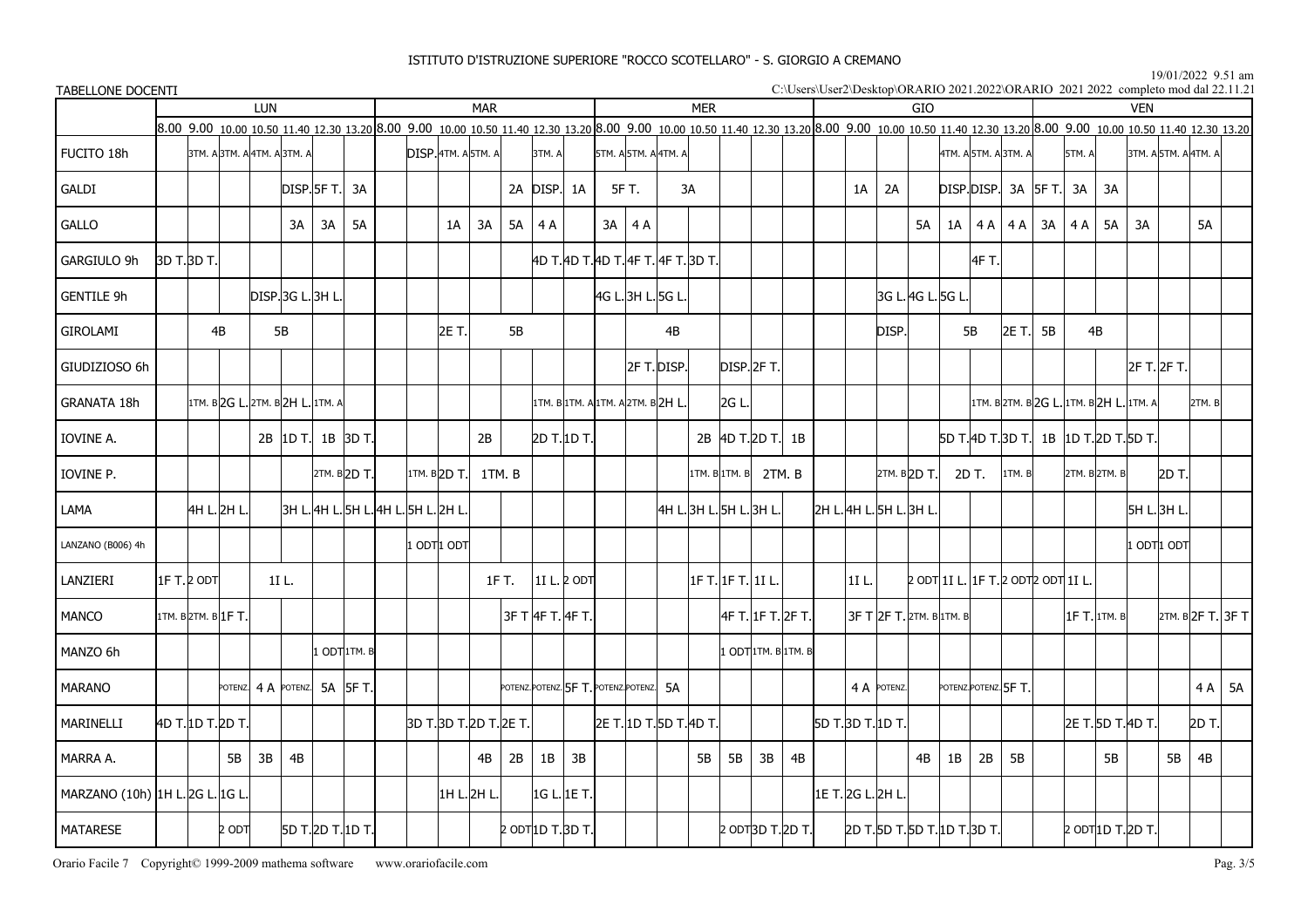# ISTITUTO D'ISTRUZIONE SUPERIORE "ROCCO SCOTELLARO" - S. GIORGIO A CREMANO

19/01/2022 9.51 am

TABELLONE DOCENTI

C:\Users\User2\Desktop\ORARIO 2021.2022\ORARIO 2021 2022 completo mod dal 22.11.21

| | LUN | | | | | | | MAR | | | | | | | MER | | | | | | | GIO | | | | | | | VEN | | | | | | |
|---|---|---|---|---|---|---|---|---|---|---|---|---|---|---|---|---|---|---|---|---|---|---|---|---|---|---|---|---|---|---|---|---|---|---|---|
| | 8.00 | 9.00 | 10.00 | 10.50 | 11.40 | 12.30 | 13.20 | 8.00 | 9.00 | 10.00 | 10.50 | 11.40 | 12.30 | 13.20 | 8.00 | 9.00 | 10.00 | 10.50 | 11.40 | 12.30 | 13.20 | 8.00 | 9.00 | 10.00 | 10.50 | 11.40 | 12.30 | 13.20 | 8.00 | 9.00 | 10.00 | 10.50 | 11.40 | 12.30 | 13.20 |
| FUCITO 18h | | 3TM. A | 3TM. A | 4TM. A | 3TM. A | | | | DISP. | 4TM. A | 5TM. A | | 3TM. A | | 5TM. A | 5TM. A | 4TM. A | | | | | | | | | 4TM. A | 5TM. A | 3TM. A | | 5TM. A | | 3TM. A | 5TM. A | 4TM. A | |
| GALDI | | | | | DISP. | 5F T. | 3A | | | | | 2A | DISP. | 1A | 5F T. | 5F T. | 3A | 3A | | | | | 1A | 2A | DISP. | DISP. | 3A | 5F T. | | 3A | 3A | | | | |
| GALLO | | | | | 3A | 3A | 5A | | | 1A | 3A | 5A | 4 A | | 3A | 4 A | | | | | | | | | 5A | 1A | 4 A | 4 A | 3A | 4 A | 5A | 3A | | 5A | |
| GARGIULO 9h | 3D T. | 3D T. | | | | | | | | | | | 4D T. | 4D T. | 4D T. | 4F T. | 4F T. | 3D T. | | | | | | | | | 4F T. | | | | | | | | |
| GENTILE 9h | | | | DISP. | 3G L. | 3H L. | | | | | | | | | 4G L. | 3H L. | 5G L. | | | | | | | 3G L. | 4G L. | 5G L. | | | | | | | | | |
| GIROLAMI | | 4B | 4B | 5B | 5B | | | | | 2E T. | 5B | 5B | | | | | 4B | 4B | | | | | | DISP. | 5B | 5B | 2E T. | 5B | | 4B | 4B | | | | |
| GIUDIZIOSO 6h | | | | | | | | | | | | | | | | 2F T. | DISP. | | DISP. | 2F T. | | | | | | | | | | | | 2F T. | 2F T. | | |
| GRANATA 18h | | 1TM. B | 2G L. | 2TM. B | 2H L. | 1TM. A | | | | | | | 1TM. B | 1TM. A | 2TM. B | 2H L. | | | 2G L. | | | | | | | | 1TM. B | 2TM. B | 2G L. | 1TM. B | 2H L. | 1TM. A | | 2TM. B | |
| IOVINE A. | | | | 2B | 1D T. | 1B | 3D T. | | | | 2B | | 2D T. | 1D T. | | | | 2B | 4D T. | 2D T. | 1B | | | | | 5D T. | 4D T. | 3D T. | 1B | 1D T. | 2D T. | 5D T. | | | |
| IOVINE P. | | | | | | 2TM. B | 2D T. | 1TM. B | 2D T. | 1TM. B | 1TM. B | | | | | | | 1TM. B | 1TM. B | 2TM. B | 2TM. B | | 2TM. B | 2D T. | 2D T. | 2D T. | 1TM. B | | | 2TM. B | 2TM. B | | 2D T. | | |
| LAMA | | 4H L. | 2H L. | | 3H L. | 4H L. | 5H L. | 4H L. | 5H L. | 2H L. | | | | | | | | 4H L. | 3H L. | 5H L. | 3H L. | 2H L. | 4H L. | 5H L. | 3H L. | | | | | | | 5H L. | 3H L. | | |
| LANZANO (B006) 4h | | | | | | | | 1 ODT | 1 ODT | | | | | | | | | | | | | | | | | | | | | | | 1 ODT | 1 ODT | | |
| LANZIERI | 1F T. | 2 ODT | | 1I L. | 1I L. | | | | | | 1F T. | 1F T. | 1I L. | 2 ODT | | | | 1F T. | 1F T. | 1I L. | | | 1I L. | | 2 ODT | 1I L. | 1F T. | 2 ODT | 2 ODT | 1I L. | | | | | |
| MANCO | 1TM. B | 2TM. B | 1F T. | | | | | | | | | 3F T | 4F T. | 4F T. | | | | | 4F T. | 1F T. | 2F T. | 3F T | 2F T. | 2TM. B | 1TM. B | | | | | 1F T. | 1TM. B | | 2TM. B | 2F T. | 3F T |
| MANZO 6h | | | | | | 1 ODT | 1TM. B | | | | | | | | | | | | 1 ODT | 1TM. B | 1TM. B | | | | | | | | | | | | | | |
| MARANO | | | POTENZ. | 4 A | POTENZ. | 5A | 5F T. | | | | | | POTENZ. | POTENZ. | 5F T. | POTENZ. | POTENZ. | 5A | | | | | 4 A | POTENZ. | | POTENZ. | POTENZ. | 5F T. | | | | | | 4 A | 5A |
| MARINELLI | 4D T. | 1D T. | 2D T. | | | | | 3D T. | 3D T. | 2D T. | 2E T. | | | | 2E T. | 1D T. | 5D T. | 4D T. | | | | 5D T. | 3D T. | 1D T. | | | | | | 2E T. | 5D T. | 4D T. | | 2D T. | |
| MARRA A. | | | 5B | 3B | 4B | | | | | | 4B | 2B | 1B | 3B | | | | 5B | 5B | 3B | 4B | | | | 4B | 1B | 2B | 5B | | | 5B | | 5B | 4B | |
| MARZANO (10h) | 1H L. | 2G L. | 1G L. | | | | | | | 1H L. | 2H L. | | 1G L. | 1E T. | | | | | | | | 1E T. | 2G L. | 2H L. | | | | | | | | | | | |
| MATARESE | | | 2 ODT | | 5D T. | 2D T. | 1D T. | | | | | 2 ODT | 1D T. | 3D T. | | | | | 2 ODT | 3D T. | 2D T. | | 2D T. | 5D T. | 5D T. | 1D T. | 3D T. | | | 2 ODT | 1D T. | 2D T. | | | |

Orario Facile 7 Copyright© 1999-2009 mathema software www.orariofacile.com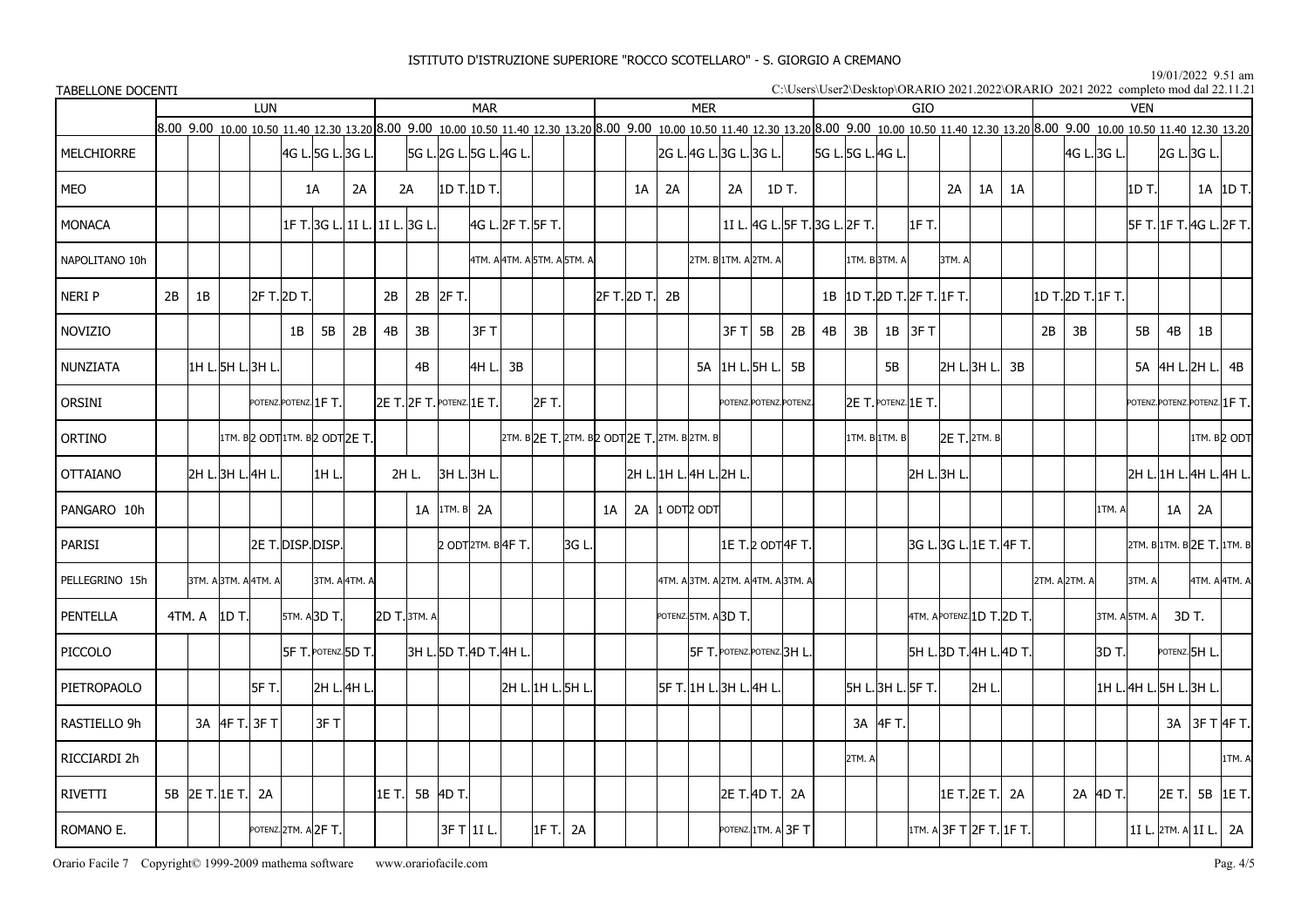ISTITUTO D'ISTRUZIONE SUPERIORE "ROCCO SCOTELLARO" - S. GIORGIO A CREMANO

19/01/2022 9.51 am

TABELLONE DOCENTI

C:\Users\User2\Desktop\ORARIO 2021.2022\ORARIO 2021 2022 completo mod dal 22.11.21

| | LUN | | | | | | | MAR | | | | | | | MER | | | | | | | GIO | | | | | | | VEN | | | | | | |
|---|---|---|---|---|---|---|---|---|---|---|---|---|---|---|---|---|---|---|---|---|---|---|---|---|---|---|---|---|---|---|---|---|---|---|---|
| | 8.00 | 9.00 | 10.00 | 10.50 | 11.40 | 12.30 | 13.20 | 8.00 | 9.00 | 10.00 | 10.50 | 11.40 | 12.30 | 13.20 | 8.00 | 9.00 | 10.00 | 10.50 | 11.40 | 12.30 | 13.20 | 8.00 | 9.00 | 10.00 | 10.50 | 11.40 | 12.30 | 13.20 | 8.00 | 9.00 | 10.00 | 10.50 | 11.40 | 12.30 | 13.20 |
| MELCHIORRE | | | | | 4G L. | 5G L. | 3G L. | | 5G L. | 2G L. | 5G L. | 4G L. | | | | | 2G L. | 4G L. | 3G L. | 3G L. | | 5G L. | 5G L. | 4G L. | | | | | | 4G L. | 3G L. | | 2G L. | 3G L. | |
| MEO | | | | | | 1A | 2A | 2A | | 1D T. | 1D T. | | | | | 1A | 2A | | 2A | 1D T. | | | | | | 2A | 1A | 1A | | | | 1D T. | | 1A | 1D T. |
| MONACA | | | | | 1F T. | 3G L. | 1I L. | 1I L. | 3G L. | | 4G L. | 2F T. | 5F T. | | | | | | 1I L. | 4G L. | 5F T. | 3G L. | 2F T. | | 1F T. | | | | | | | 5F T. | 1F T. | 4G L. | 2F T. |
| NAPOLITANO 10h | | | | | | | | | | | 4TM. A | 4TM. A | 5TM. A | 5TM. A | | | | 2TM. B | 1TM. A | 2TM. A | | | 1TM. B | 3TM. A | | 3TM. A | | | | | | | | | |
| NERI P | 2B | 1B | | 2F T. | 2D T. | | | 2B | 2B | 2F T. | | | | | 2F T. | 2D T. | 2B | | | | | | 1B | 1D T. | 2D T. | 2F T. | 1F T. | | 1D T. | 2D T. | 1F T. | | | | |
| NOVIZIO | | | | | 1B | 5B | 2B | 4B | 3B | | 3F T | | | | | | | | 3F T | 5B | 2B | 4B | 3B | 1B | 3F T | | | | 2B | 3B | | 5B | 4B | 1B | |
| NUNZIATA | | 1H L. | 5H L. | 3H L. | | | | | 4B | | 4H L. | 3B | | | | | | 5A | 1H L. | 5H L. | 5B | | | 5B | | 2H L. | 3H L. | 3B | | | | 5A | 4H L. | 2H L. | 4B |
| ORSINI | | | | POTENZ. | POTENZ. | 1F T. | | 2E T. | 2F T. | POTENZ. | 1E T. | | 2F T. | | | | | | POTENZ. | POTENZ. | POTENZ. | | 2E T. | POTENZ. | 1E T. | | | | | | | POTENZ. | POTENZ. | POTENZ. | 1F T. |
| ORTINO | | | 1TM. B | 2 ODT | 1TM. B | 2 ODT | 2E T. | | | | | 2TM. B | 2E T. | 2TM. B | 2 ODT | 2E T. | 2TM. B | 2TM. B | | | | | 1TM. B | 1TM. B | | 2E T. | 2TM. B | | | | | | | 1TM. B | 2 ODT |
| OTTAIANO | | 2H L. | 3H L. | 4H L. | | 1H L. | | 2H L. | | 3H L. | 3H L. | | | | | 2H L. | 1H L. | 4H L. | 2H L. | | | | | | 2H L. | 3H L. | | | | | | 2H L. | 1H L. | 4H L. | 4H L. |
| PANGARO 10h | | | | | | | | | 1A | 1TM. B | 2A | | | | 1A | 2A | 1 ODT | 2 ODT | | | | | | | | | | | | | 1TM. A | | 1A | 2A | |
| PARISI | | | | 2E T. | DISP. | DISP. | | | | 2 ODT | 2TM. B | 4F T. | | 3G L. | | | | | 1E T. | 2 ODT | 4F T. | | | | 3G L. | 3G L. | 1E T. | 4F T. | | | | 2TM. B | 1TM. B | 2E T. | 1TM. B |
| PELLEGRINO 15h | | 3TM. A | 3TM. A | 4TM. A | | 3TM. A | 4TM. A | | | | | | | | | | 4TM. A | 3TM. A | 2TM. A | 4TM. A | 3TM. A | | | | | | | | 2TM. A | 2TM. A | | 3TM. A | | 4TM. A | 4TM. A |
| PENTELLA | 4TM. A | | 1D T. | | 5TM. A | 3D T. | | 2D T. | 3TM. A | | | | | | | | | POTENZ. | 5TM. A | 3D T. | | | | | 4TM. A | POTENZ. | 1D T. | 2D T. | | | 3TM. A | 5TM. A | 3D T. | | |
| PICCOLO | | | | | 5F T. | POTENZ. | 5D T. | | 3H L. | 5D T. | 4D T. | 4H L. | | | | | | 5F T. | POTENZ. | POTENZ. | 3H L. | | | | 5H L. | 3D T. | 4H L. | 4D T. | | | 3D T. | | POTENZ. | 5H L. | |
| PIETROPAOLO | | | | 5F T. | | 2H L. | 4H L. | | | | | 2H L. | 1H L. | 5H L. | | 5F T. | 1H L. | 3H L. | 4H L. | | | | 5H L. | 3H L. | 5F T. | | 2H L. | | | | 1H L. | 4H L. | 5H L. | 3H L. | |
| RASTIELLO 9h | | 3A | 4F T. | 3F T | | 3F T | | | | | | | | | | | | | | | | | 3A | 4F T. | | | | | | | | | 3A | 3F T | 4F T. |
| RICCIARDI 2h | | | | | | | | | | | | | | | | | | | | | | | 2TM. A | | | | | | | | | | | | 1TM. A |
| RIVETTI | 5B | 2E T. | 1E T. | 2A | | | | 1E T. | 5B | 4D T. | | | | | | | | | 2E T. | 4D T. | 2A | | | | | 1E T. | 2E T. | 2A | | 2A | 4D T. | | 2E T. | 5B | 1E T. |
| ROMANO E. | | | | POTENZ. | 2TM. A | 2F T. | | | | 3F T | 1I L. | | 1F T. | 2A | | | | | POTENZ. | 1TM. A | 3F T | | | | 1TM. A | 3F T | 2F T. | 1F T. | | | | 1I L. | 2TM. A | 1I L. | 2A |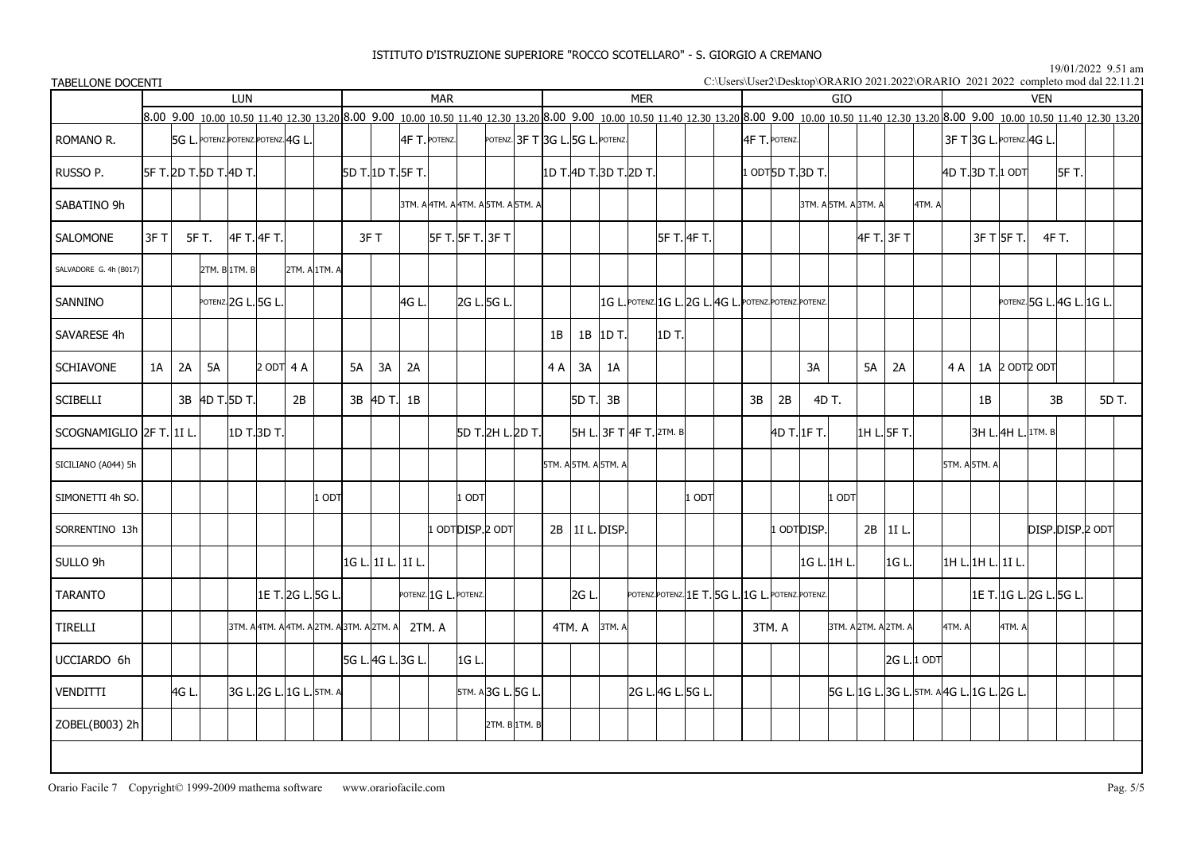# ISTITUTO D'ISTRUZIONE SUPERIORE "ROCCO SCOTELLARO" - S. GIORGIO A CREMANO

19/01/2022 9.51 am

TABELLONE DOCENTI

C:\Users\User2\Desktop\ORARIO 2021.2022\ORARIO 2021 2022 completo mod dal 22.11.21

| | LUN | | | | | | | MAR | | | | | | | MER | | | | | | | GIO | | | | | | | VEN | | | | | | |
|---|---|---|---|---|---|---|---|---|---|---|---|---|---|---|---|---|---|---|---|---|---|---|---|---|---|---|---|---|---|---|---|---|---|---|---|
| | 8.00 | 9.00 | 10.00 | 10.50 | 11.40 | 12.30 | 13.20 | 8.00 | 9.00 | 10.00 | 10.50 | 11.40 | 12.30 | 13.20 | 8.00 | 9.00 | 10.00 | 10.50 | 11.40 | 12.30 | 13.20 | 8.00 | 9.00 | 10.00 | 10.50 | 11.40 | 12.30 | 13.20 | 8.00 | 9.00 | 10.00 | 10.50 | 11.40 | 12.30 | 13.20 |
| ROMANO R. | | 5G L. | POTENZ. | POTENZ. | POTENZ. | 4G L. | | | | 4F T. | POTENZ. | | POTENZ. | 3F T | 3G L. | 5G L. | POTENZ. | | | | | 4F T. | POTENZ. | | | | | | 3F T | 3G L. | POTENZ. | 4G L. | | | |
| RUSSO P. | 5F T. | 2D T. | 5D T. | 4D T. | | | | 5D T. | 1D T. | 5F T. | | | | | 1D T. | 4D T. | 3D T. | 2D T. | | | | 1 ODT | 5D T. | 3D T. | | | | | 4D T. | 3D T. | 1 ODT | | 5F T. | | |
| SABATINO 9h | | | | | | | | | | 3TM. A | 4TM. A | 4TM. A | 5TM. A | 5TM. A | | | | | | | | | | 3TM. A | 5TM. A | 3TM. A | | 4TM. A | | | | | | | |
| SALOMONE | 3F T | 5F T. | | 4F T. | 4F T. | | | 3F T | | | 5F T. | 5F T. | 3F T | | | | | | 5F T. | 4F T. | | | | | 4F T. | 3F T | | | | 3F T | 5F T. | 4F T. | | | |
| SALVADORE G. 4h (B017) | | | 2TM. B | 1TM. B | 2TM. A | 1TM. A | | | | | | | | | | | | | | | | | | | | | | | | | | | | | |
| SANNINO | | | POTENZ. | 2G L. | 5G L. | | | | | 4G L. | | 2G L. | 5G L. | | | | 1G L. | POTENZ. | 1G L. | 2G L. | 4G L. | POTENZ. | POTENZ. | POTENZ. | | | | | | | POTENZ. | 5G L. | 4G L. | 1G L. | |
| SAVARESE 4h | | | | | | | | | | | | | | | 1B | 1B | 1D T. | | 1D T. | | | | | | | | | | | | | | | | |
| SCHIAVONE | 1A | 2A | 5A | | 2 ODT | 4 A | | 5A | 3A | 2A | | | | | 4 A | 3A | 1A | | | | | | | 3A | | 5A | 2A | | 4 A | 1A | 2 ODT | 2 ODT | | | |
| SCIBELLI | | 3B | 4D T. | 5D T. | | 2B | | 3B | 4D T. | 1B | | | | | | 5D T. | 3B | | | | | 3B | 2B | 4D T. | | | | | | 1B | | | 3B | | 5D T. |
| SCOGNAMIGLIO | 2F T. | 1I L. | | 1D T. | 3D T. | | | | | | | 5D T. | 2H L. | 2D T. | | 5H L. | 3F T | 4F T. | 2TM. B | | | | 4D T. | 1F T. | | 1H L. | 5F T. | | | 3H L. | 4H L. | 1TM. B | | | |
| SICILIANO (A044) 5h | | | | | | | | | | | | | | | 5TM. A | 5TM. A | 5TM. A | | | | | | | | | | | | 5TM. A | 5TM. A | | | | | |
| SIMONETTI 4h SO. | | | | | | | 1 ODT | | | | | 1 ODT | | | | | | | | 1 ODT | | | | | 1 ODT | | | | | | | | | | |
| SORRENTINO 13h | | | | | | | | | | | 1 ODT | DISP. | 2 ODT | | 2B | 1I L. | DISP. | | | | | | 1 ODT | DISP. | | 2B | 1I L. | | | | | DISP. | DISP. | 2 ODT | |
| SULLO 9h | | | | | | | | 1G L. | 1I L. | 1I L. | | | | | | | | | | | | | | 1G L. | 1H L. | | 1G L. | | 1H L. | 1H L. | 1I L. | | | | |
| TARANTO | | | | | 1E T. | 2G L. | 5G L. | | | POTENZ. | 1G L. | POTENZ. | | | | 2G L. | | POTENZ. | POTENZ. | 1E T. | 5G L. | 1G L. | POTENZ. | POTENZ. | | | | | | 1E T. | 1G L. | 2G L. | 5G L. | | |
| TIRELLI | | | | 3TM. A | 4TM. A | 4TM. A | 2TM. A | 3TM. A | 2TM. A | 2TM. A | | | | | 4TM. A | | 3TM. A | | | | | 3TM. A | | 3TM. A | 2TM. A | 2TM. A | | | 4TM. A | | 4TM. A | | | | |
| UCCIARDO 6h | | | | | | | | 5G L. | 4G L. | 3G L. | | 1G L. | | | | | | | | | | | | | | | 2G L. | 1 ODT | | | | | | | |
| VENDITTI | | 4G L. | | 3G L. | 2G L. | 1G L. | 5TM. A | | | | | 5TM. A | 3G L. | 5G L. | | | | 2G L. | 4G L. | 5G L. | | | | | 5G L. | 1G L. | 3G L. | 5TM. A | 4G L. | 1G L. | 2G L. | | | | |
| ZOBEL(B003) 2h | | | | | | | | | | | | | 2TM. B | 1TM. B | | | | | | | | | | | | | | | | | | | | | |